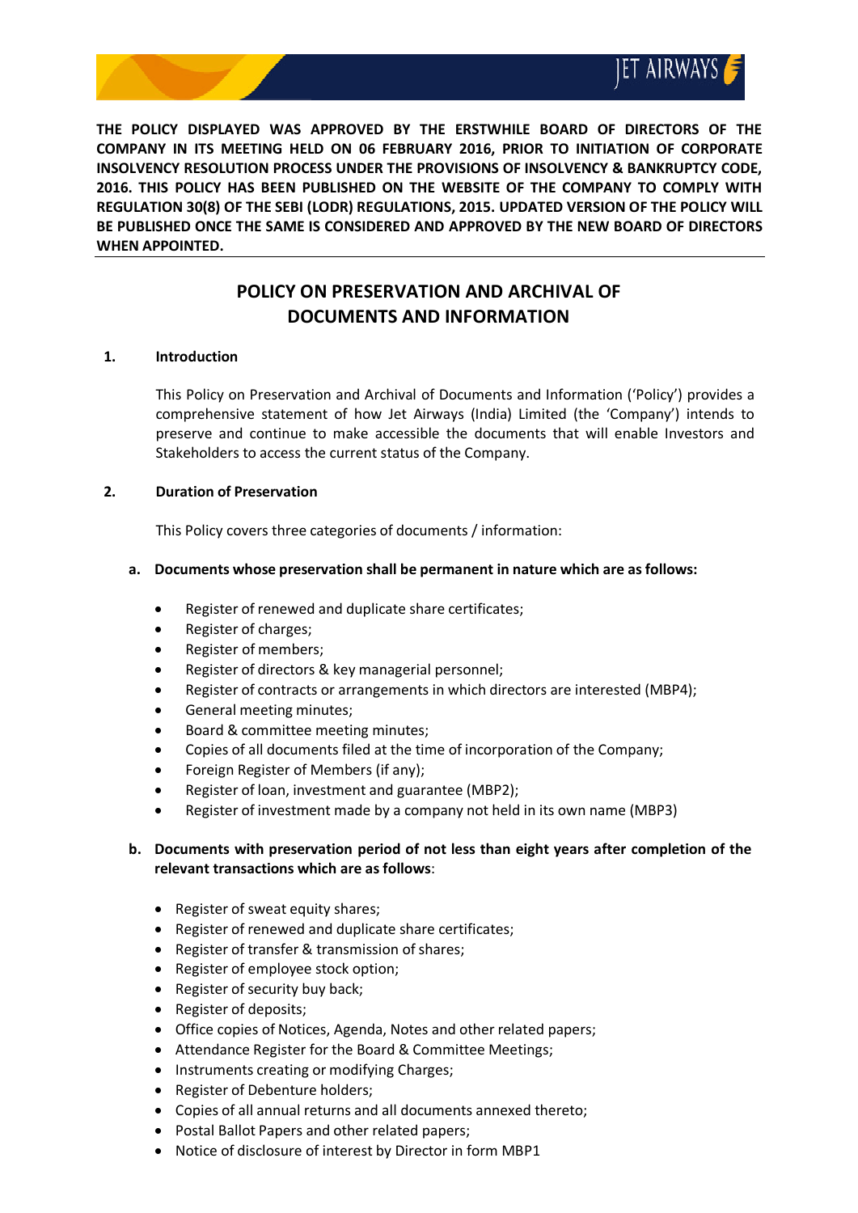**THE POLICY DISPLAYED WAS APPROVED BY THE ERSTWHILE BOARD OF DIRECTORS OF THE COMPANY IN ITS MEETING HELD ON 06 FEBRUARY 2016, PRIOR TO INITIATION OF CORPORATE INSOLVENCY RESOLUTION PROCESS UNDER THE PROVISIONS OF INSOLVENCY & BANKRUPTCY CODE, 2016. THIS POLICY HAS BEEN PUBLISHED ON THE WEBSITE OF THE COMPANY TO COMPLY WITH REGULATION 30(8) OF THE SEBI (LODR) REGULATIONS, 2015. UPDATED VERSION OF THE POLICY WILL BE PUBLISHED ONCE THE SAME IS CONSIDERED AND APPROVED BY THE NEW BOARD OF DIRECTORS WHEN APPOINTED.**

# POLICY ON PRESERVATION AND ARCHIVAL OF DOCUMENTS AND INFORMATION

## 1. Introduction

This Policy on Preservation and Archival of Documents and Information ('Policy') provides a comprehensive statement of how Jet Airways (India) Limited (the 'Company') intends to preserve and continue to make accessible the documents that will enable Investors and Stakeholders to access the current status of the Company.

## 2. Duration of Preservation

This Policy covers three categories of documents / information:

**a. Documents whose preservation shall be permanent in nature which are as follows:**

- Register of renewed and duplicate share certificates;
- Register of charges;
- Register of members;
- Register of directors & key managerial personnel;
- Register of contracts or arrangements in which directors are interested (MBP4);
- General meeting minutes;
- Board & committee meeting minutes;
- Copies of all documents filed at the time of incorporation of the Company;
- Foreign Register of Members (if any);
- Register of loan, investment and guarantee (MBP2);
- Register of investment made by a company not held in its own name (MBP3)

**b. Documents with preservation period of not less than eight years after completion of the relevant transactions which are as follows**:

- Register of sweat equity shares;
- Register of renewed and duplicate share certificates;
- Register of transfer & transmission of shares;
- Register of employee stock option;
- Register of security buy back;
- Register of deposits;
- Office copies of Notices, Agenda, Notes and other related papers;
- Attendance Register for the Board & Committee Meetings;
- Instruments creating or modifying Charges;
- Register of Debenture holders;
- Copies of all annual returns and all documents annexed thereto;
- Postal Ballot Papers and other related papers;
- Notice of disclosure of interest by Director in form MBP1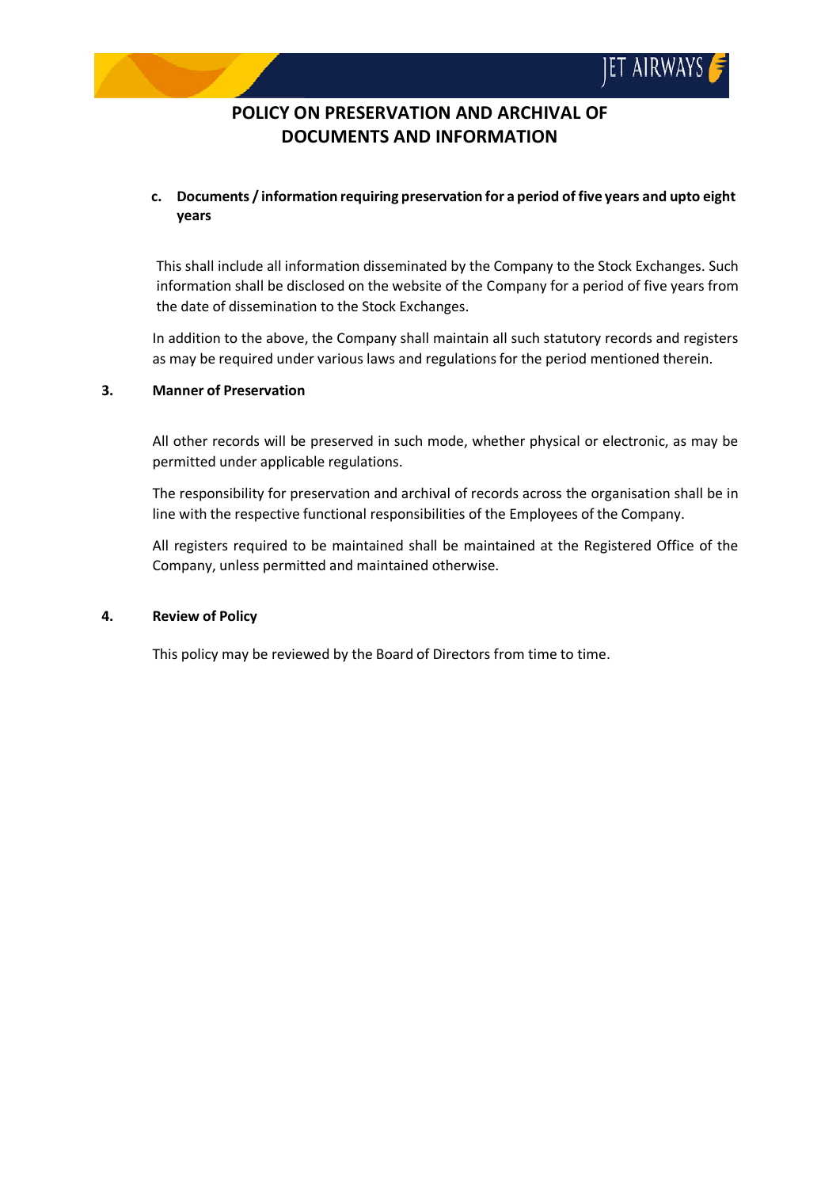# POLICY ON PRESERVATION AND ARCHIVAL OF DOCUMENTS AND INFORMATION

**c. Documents / information requiring preservation for a period of five years and upto eight years**

This shall include all information disseminated by the Company to the Stock Exchanges. Such information shall be disclosed on the website of the Company for a period of five years from the date of dissemination to the Stock Exchanges.

In addition to the above, the Company shall maintain all such statutory records and registers as may be required under various laws and regulations for the period mentioned therein.

## 3. Manner of Preservation

All other records will be preserved in such mode, whether physical or electronic, as may be permitted under applicable regulations.

The responsibility for preservation and archival of records across the organisation shall be in line with the respective functional responsibilities of the Employees of the Company.

All registers required to be maintained shall be maintained at the Registered Office of the Company, unless permitted and maintained otherwise.

## 4. Review of Policy

This policy may be reviewed by the Board of Directors from time to time.